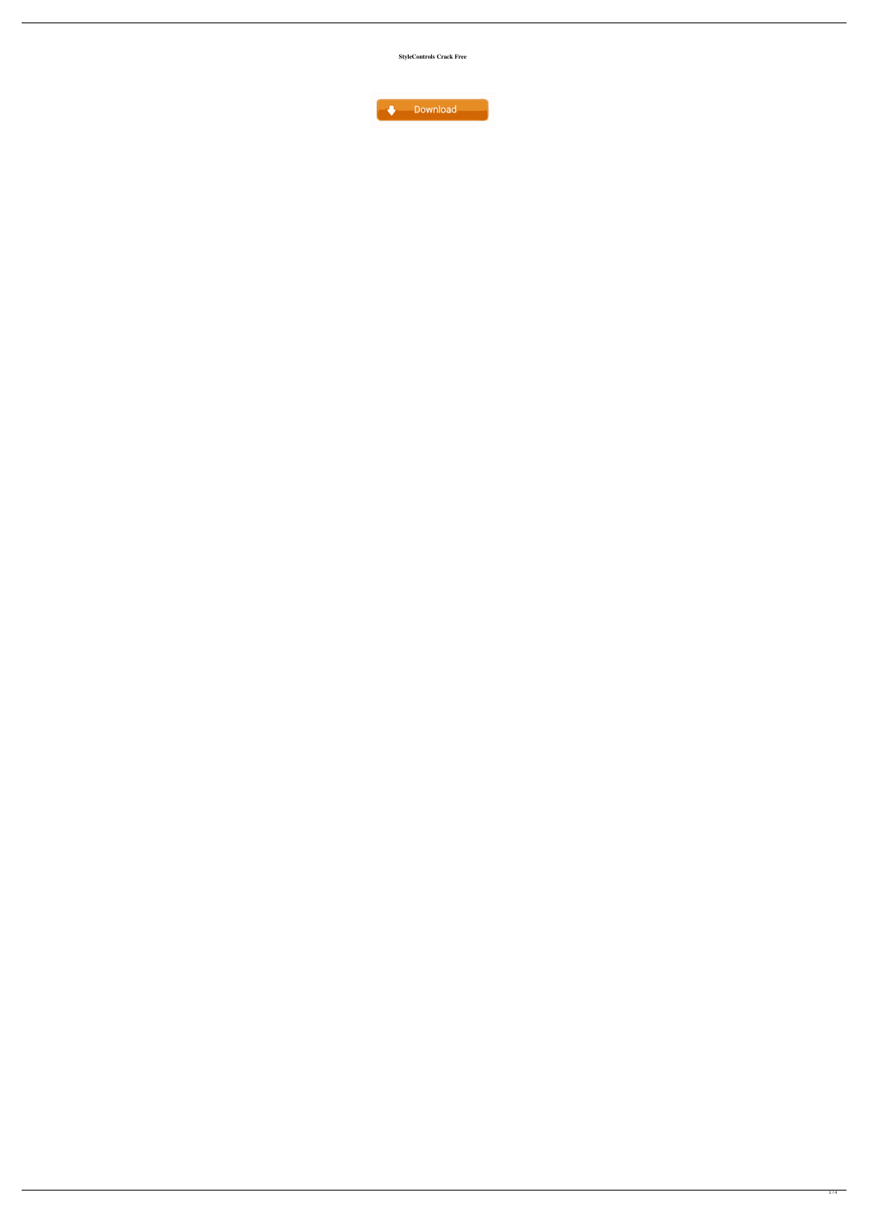**StyleControls Crack Free**

Download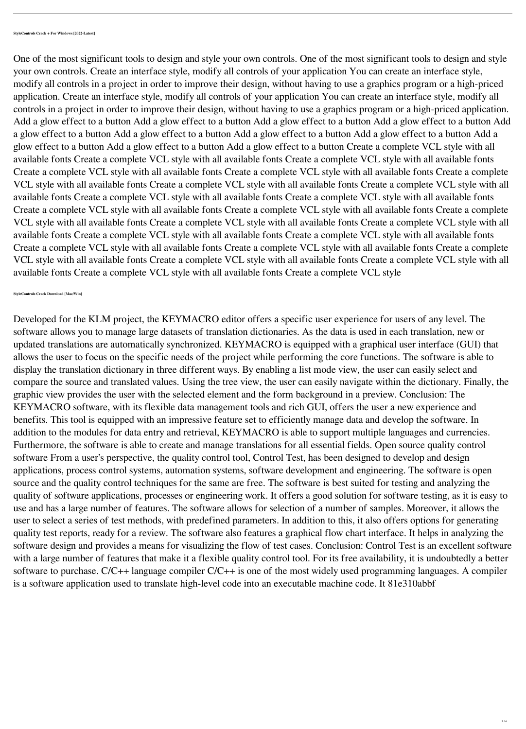**StyleControls Crack + For Windows [2022-Latest]**

One of the most significant tools to design and style your own controls. One of the most significant tools to design and style your own controls. Create an interface style, modify all controls of your application You can create an interface style, modify all controls in a project in order to improve their design, without having to use a graphics program or a high-priced application. Create an interface style, modify all controls of your application You can create an interface style, modify all controls in a project in order to improve their design, without having to use a graphics program or a high-priced application. Add a glow effect to a button Add a glow effect to a button Add a glow effect to a button Add a glow effect to a button Add a glow effect to a button Add a glow effect to a button Add a glow effect to a button Add a glow effect to a button Add a glow effect to a button Add a glow effect to a button Add a glow effect to a button Create a complete VCL style with all available fonts Create a complete VCL style with all available fonts Create a complete VCL style with all available fonts Create a complete VCL style with all available fonts Create a complete VCL style with all available fonts Create a complete VCL style with all available fonts Create a complete VCL style with all available fonts Create a complete VCL style with all available fonts Create a complete VCL style with all available fonts Create a complete VCL style with all available fonts Create a complete VCL style with all available fonts Create a complete VCL style with all available fonts Create a complete VCL style with all available fonts Create a complete VCL style with all available fonts Create a complete VCL style with all available fonts Create a complete VCL style with all available fonts Create a complete VCL style with all available fonts Create a complete VCL style with all available fonts Create a complete VCL style with all available fonts Create a complete VCL style with all available fonts Create a complete VCL style with all available fonts Create a complete VCL style with all available fonts Create a complete VCL style with all available fonts Create a complete VCL style

**StyleControls Crack Download [Mac/Win]**

Developed for the KLM project, the KEYMACRO editor offers a specific user experience for users of any level. The software allows you to manage large datasets of translation dictionaries. As the data is used in each translation, new or updated translations are automatically synchronized. KEYMACRO is equipped with a graphical user interface (GUI) that allows the user to focus on the specific needs of the project while performing the core functions. The software is able to display the translation dictionary in three different ways. By enabling a list mode view, the user can easily select and compare the source and translated values. Using the tree view, the user can easily navigate within the dictionary. Finally, the graphic view provides the user with the selected element and the form background in a preview. Conclusion: The KEYMACRO software, with its flexible data management tools and rich GUI, offers the user a new experience and benefits. This tool is equipped with an impressive feature set to efficiently manage data and develop the software. In addition to the modules for data entry and retrieval, KEYMACRO is able to support multiple languages and currencies. Furthermore, the software is able to create and manage translations for all essential fields. Open source quality control software From a user's perspective, the quality control tool, Control Test, has been designed to develop and design applications, process control systems, automation systems, software development and engineering. The software is open source and the quality control techniques for the same are free. The software is best suited for testing and analyzing the quality of software applications, processes or engineering work. It offers a good solution for software testing, as it is easy to use and has a large number of features. The software allows for selection of a number of samples. Moreover, it allows the user to select a series of test methods, with predefined parameters. In addition to this, it also offers options for generating quality test reports, ready for a review. The software also features a graphical flow chart interface. It helps in analyzing the software design and provides a means for visualizing the flow of test cases. Conclusion: Control Test is an excellent software with a large number of features that make it a flexible quality control tool. For its free availability, it is undoubtedly a better software to purchase. C/C++ language compiler C/C++ is one of the most widely used programming languages. A compiler is a software application used to translate high-level code into an executable machine code. It 81e310abbf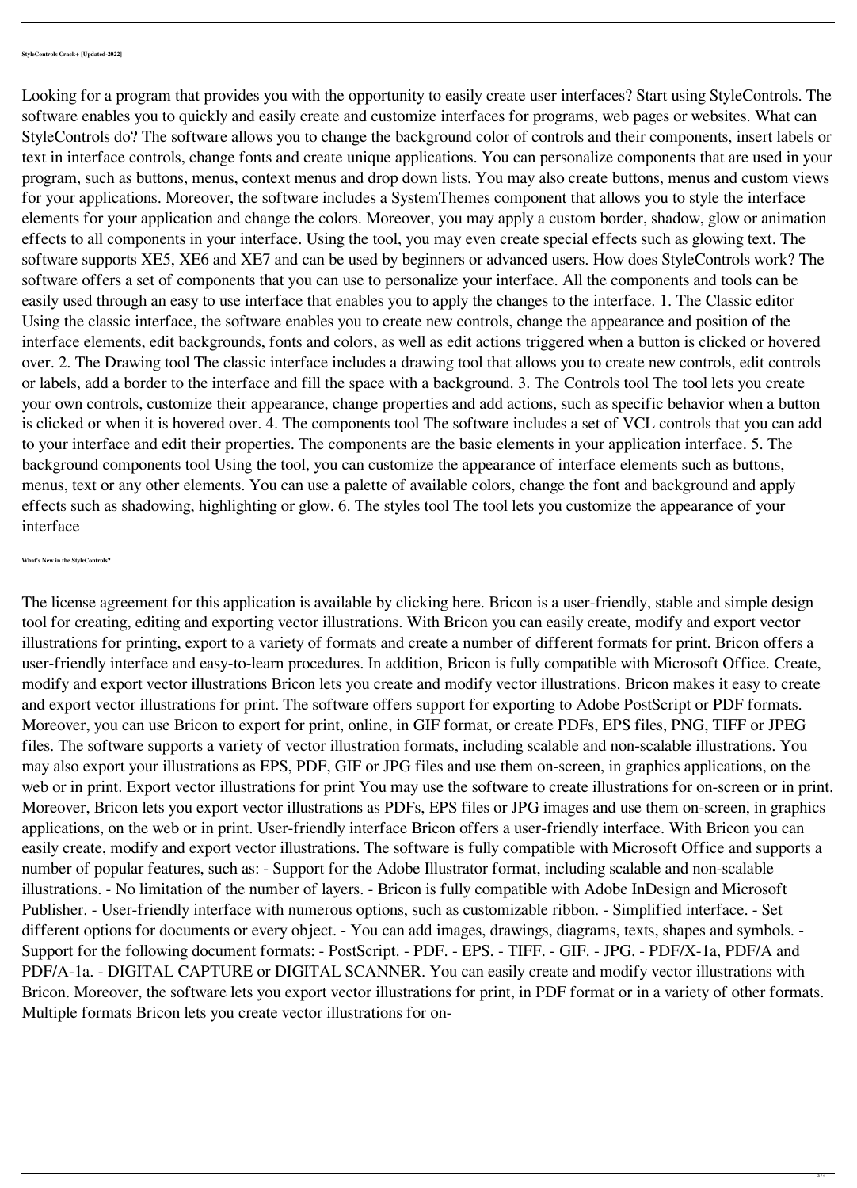**StyleControls Crack+ [Updated-2022]**

Looking for a program that provides you with the opportunity to easily create user interfaces? Start using StyleControls. The software enables you to quickly and easily create and customize interfaces for programs, web pages or websites. What can StyleControls do? The software allows you to change the background color of controls and their components, insert labels or text in interface controls, change fonts and create unique applications. You can personalize components that are used in your program, such as buttons, menus, context menus and drop down lists. You may also create buttons, menus and custom views for your applications. Moreover, the software includes a SystemThemes component that allows you to style the interface elements for your application and change the colors. Moreover, you may apply a custom border, shadow, glow or animation effects to all components in your interface. Using the tool, you may even create special effects such as glowing text. The software supports XE5, XE6 and XE7 and can be used by beginners or advanced users. How does StyleControls work? The software offers a set of components that you can use to personalize your interface. All the components and tools can be easily used through an easy to use interface that enables you to apply the changes to the interface. 1. The Classic editor Using the classic interface, the software enables you to create new controls, change the appearance and position of the interface elements, edit backgrounds, fonts and colors, as well as edit actions triggered when a button is clicked or hovered over. 2. The Drawing tool The classic interface includes a drawing tool that allows you to create new controls, edit controls or labels, add a border to the interface and fill the space with a background. 3. The Controls tool The tool lets you create your own controls, customize their appearance, change properties and add actions, such as specific behavior when a button is clicked or when it is hovered over. 4. The components tool The software includes a set of VCL controls that you can add to your interface and edit their properties. The components are the basic elements in your application interface. 5. The background components tool Using the tool, you can customize the appearance of interface elements such as buttons, menus, text or any other elements. You can use a palette of available colors, change the font and background and apply effects such as shadowing, highlighting or glow. 6. The styles tool The tool lets you customize the appearance of your interface

**What's New in the StyleControls?**

The license agreement for this application is available by clicking here. Bricon is a user-friendly, stable and simple design tool for creating, editing and exporting vector illustrations. With Bricon you can easily create, modify and export vector illustrations for printing, export to a variety of formats and create a number of different formats for print. Bricon offers a user-friendly interface and easy-to-learn procedures. In addition, Bricon is fully compatible with Microsoft Office. Create, modify and export vector illustrations Bricon lets you create and modify vector illustrations. Bricon makes it easy to create and export vector illustrations for print. The software offers support for exporting to Adobe PostScript or PDF formats. Moreover, you can use Bricon to export for print, online, in GIF format, or create PDFs, EPS files, PNG, TIFF or JPEG files. The software supports a variety of vector illustration formats, including scalable and non-scalable illustrations. You may also export your illustrations as EPS, PDF, GIF or JPG files and use them on-screen, in graphics applications, on the web or in print. Export vector illustrations for print You may use the software to create illustrations for on-screen or in print. Moreover, Bricon lets you export vector illustrations as PDFs, EPS files or JPG images and use them on-screen, in graphics applications, on the web or in print. User-friendly interface Bricon offers a user-friendly interface. With Bricon you can easily create, modify and export vector illustrations. The software is fully compatible with Microsoft Office and supports a number of popular features, such as: - Support for the Adobe Illustrator format, including scalable and non-scalable illustrations. - No limitation of the number of layers. - Bricon is fully compatible with Adobe InDesign and Microsoft Publisher. - User-friendly interface with numerous options, such as customizable ribbon. - Simplified interface. - Set different options for documents or every object. - You can add images, drawings, diagrams, texts, shapes and symbols. - Support for the following document formats: - PostScript. - PDF. - EPS. - TIFF. - GIF. - JPG. - PDF/X-1a, PDF/A and PDF/A-1a. - DIGITAL CAPTURE or DIGITAL SCANNER. You can easily create and modify vector illustrations with Bricon. Moreover, the software lets you export vector illustrations for print, in PDF format or in a variety of other formats. Multiple formats Bricon lets you create vector illustrations for on-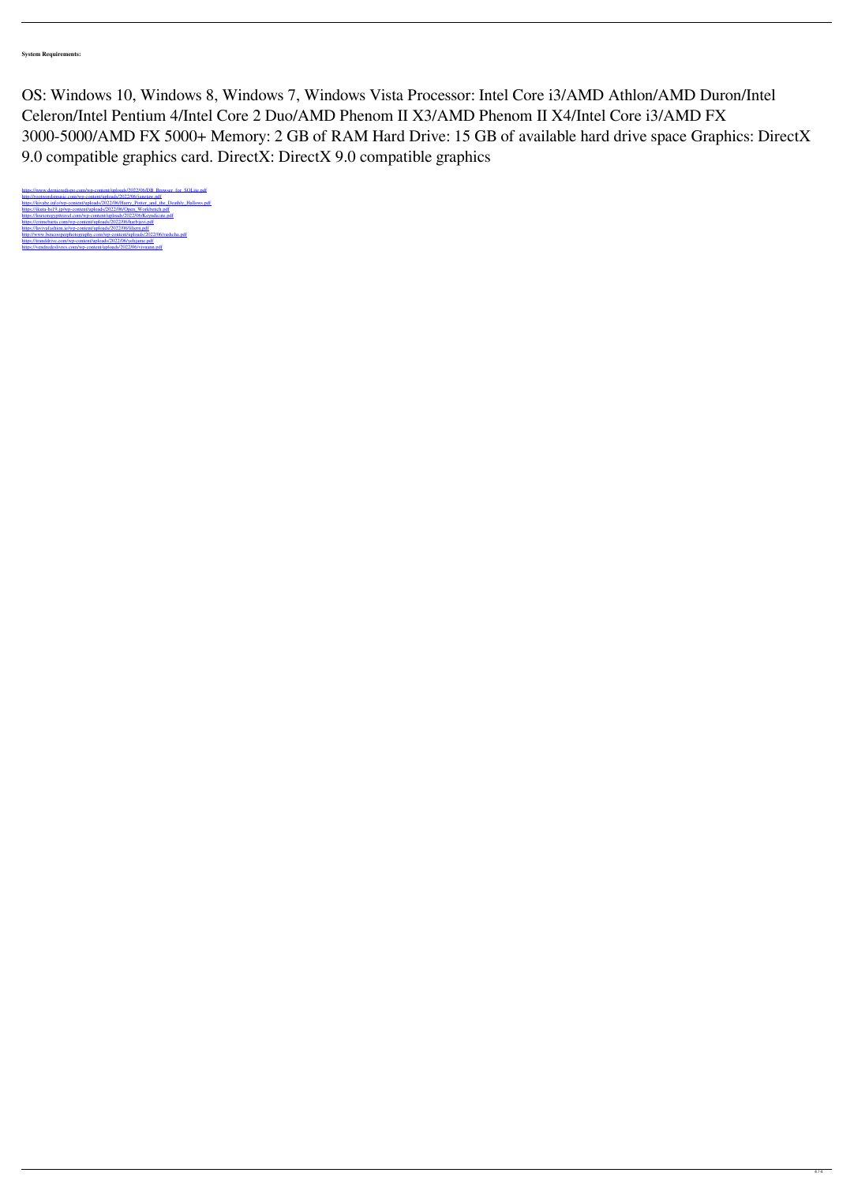**System Requirements:**

OS: Windows 10, Windows 8, Windows 7, Windows Vista Processor: Intel Core i3/AMD Athlon/AMD Duron/Intel Celeron/Intel Pentium 4/Intel Core 2 Duo/AMD Phenom II X3/AMD Phenom II X4/Intel Core i3/AMD FX 3000-5000/AMD FX 5000+ Memory: 2 GB of RAM Hard Drive: 15 GB of available hard drive space Graphics: DirectX 9.0 compatible graphics card. DirectX: DirectX 9.0 compatible graphics

https://www.dernieredispo.com/wp-content/uploads/2022/06/DB_Browser_for_SQLite.pdf
http://rootwordsmusic.com/wp-content/uploads/2022/06/janejaw.pdf
https://kivabe.info/wp-content/uploads/2022/06/Harry_Potter_and_the_Deathly_Hallows.pdf
https://ikuta-hi19.jp/wp-content/uploads/2022/06/Open_Workbench.pdf
https://louxoregypttravel.com/wp-content/uploads/2022/06/Keyndicate.pdf
https://crimebarta.com/wp-content/uploads/2022/06/harbgav.pdf
https://lovivafashion.se/wp-content/uploads/2022/06/lilaera.pdf
http://www.bencooperphotography.com/wp-content/uploads/2022/06/rashcha.pdf
https://transitdrive.com/wp-content/uploads/2022/06/yehjame.pdf
https://vendredeslivres.com/wp-content/uploads/2022/06/vivnann.pdf